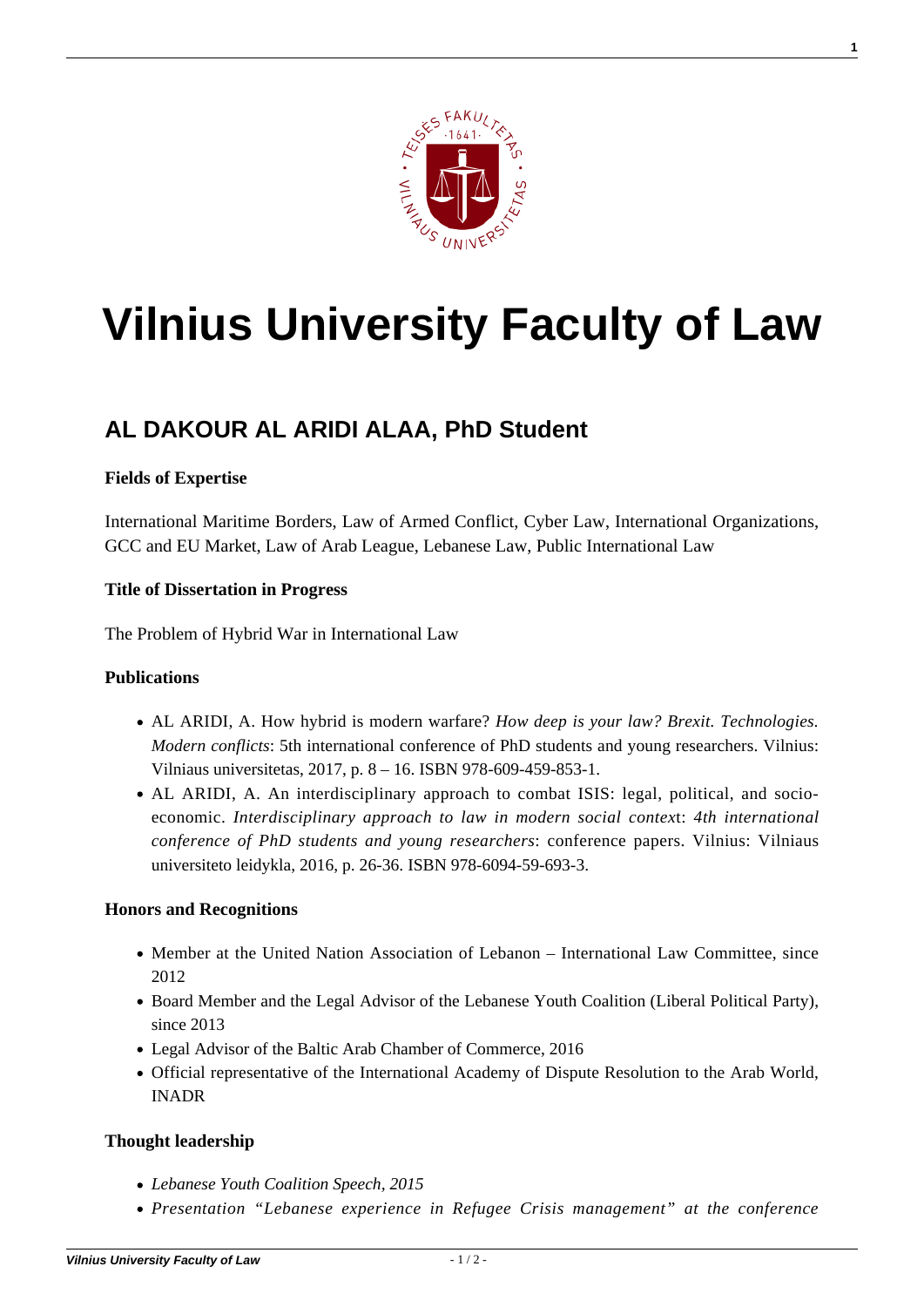# Vilnius University Faculty of Law

## AL DAKOUR AL ARIDI ALAA, PhD Student

**Fields of Expertise**

International Maritime Borders, Law of Armed Conflict, Cyber Law, International Organizations, GCC and EU Market, Law of Arab League, Lebanese Law, Public International Law

**Title of Dissertation in Progress**

The Problem of Hybrid War in International Law

**Publications**

- AL ARIDI, A. How hybrid is modern warfare? *How deep is your law? Brexit. Technologies. Modern conflicts*: 5th international conference of PhD students and young researchers. Vilnius: Vilniaus universitetas, 2017, p. 8 – 16. ISBN 978-609-459-853-1.
- AL ARIDI, A. An interdisciplinary approach to combat ISIS: legal, political, and socio-economic. *Interdisciplinary approach to law in modern social contex*t: *4th international conference of PhD students and young researchers*: conference papers. Vilnius: Vilniaus universiteto leidykla, 2016, p. 26-36. ISBN 978-6094-59-693-3.

**Honors and Recognitions**

- Member at the United Nation Association of Lebanon – International Law Committee, since 2012
- Board Member and the Legal Advisor of the Lebanese Youth Coalition (Liberal Political Party), since 2013
- Legal Advisor of the Baltic Arab Chamber of Commerce, 2016
- Official representative of the International Academy of Dispute Resolution to the Arab World, INADR

**Thought leadership**

- *Lebanese Youth Coalition Speech, 2015*
- *Presentation "Lebanese experience in Refugee Crisis management" at the conference*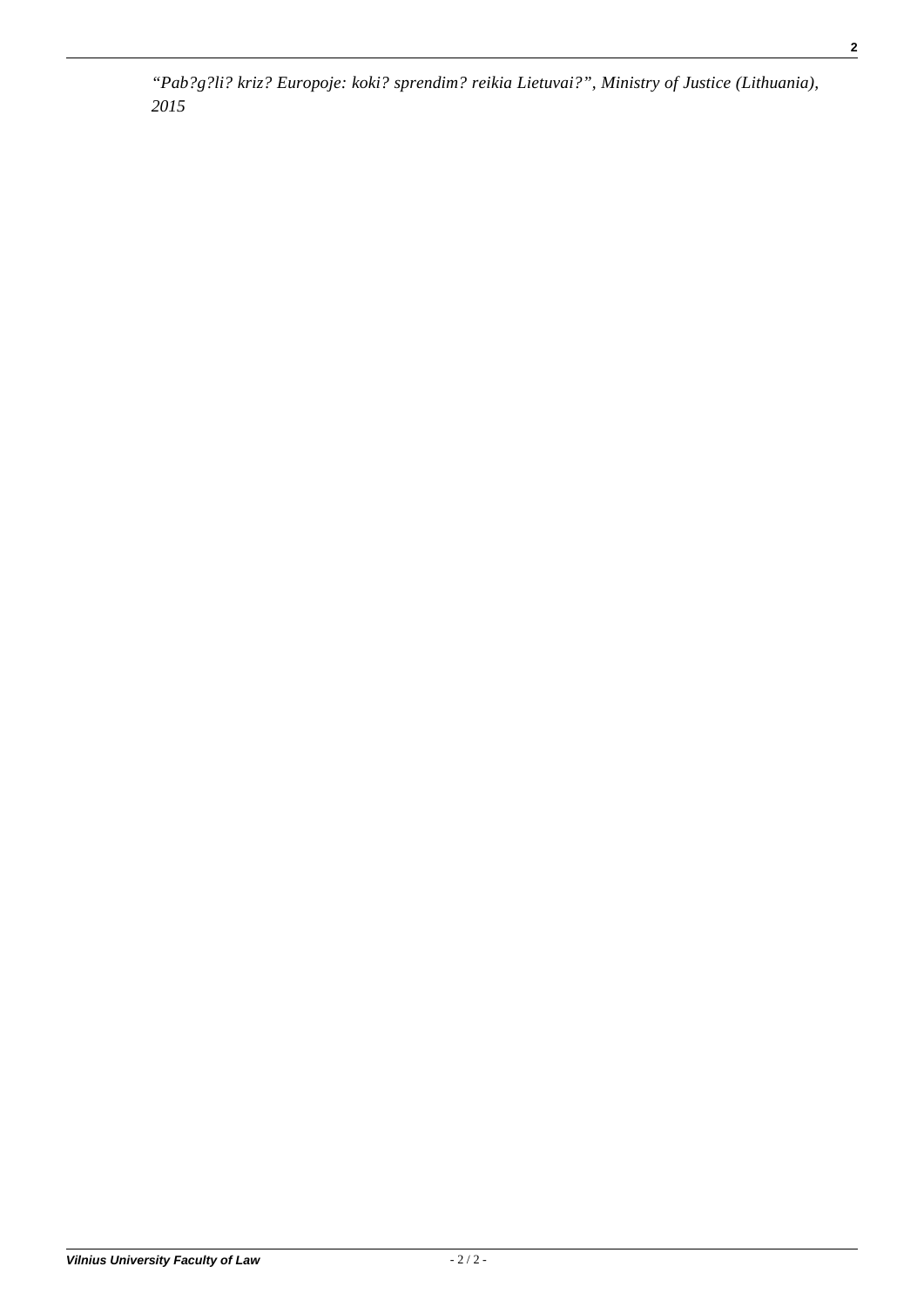*"Pab?g?li? kriz? Europoje: koki? sprendim? reikia Lietuvai?", Ministry of Justice (Lithuania), 2015*